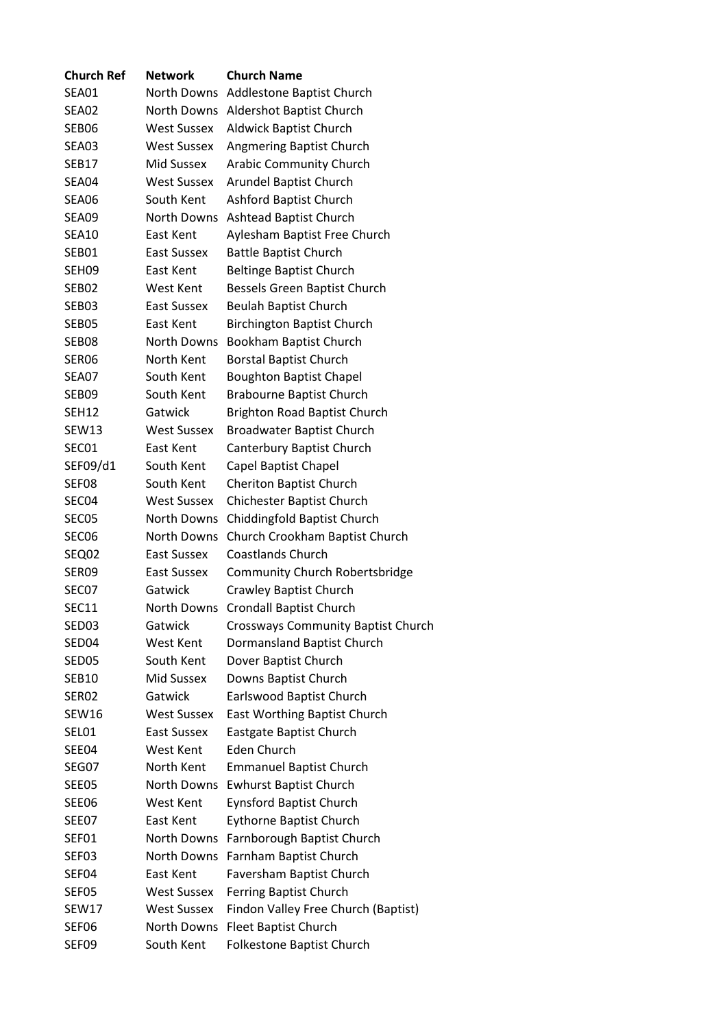| Church Ref | Network | Church Name |
|---|---|---|
| SEA01 | North Downs | Addlestone Baptist Church |
| SEA02 | North Downs | Aldershot Baptist Church |
| SEB06 | West Sussex | Aldwick Baptist Church |
| SEA03 | West Sussex | Angmering Baptist Church |
| SEB17 | Mid Sussex | Arabic Community Church |
| SEA04 | West Sussex | Arundel Baptist Church |
| SEA06 | South Kent | Ashford Baptist Church |
| SEA09 | North Downs | Ashtead Baptist Church |
| SEA10 | East Kent | Aylesham Baptist Free Church |
| SEB01 | East Sussex | Battle Baptist Church |
| SEH09 | East Kent | Beltinge Baptist Church |
| SEB02 | West Kent | Bessels Green Baptist Church |
| SEB03 | East Sussex | Beulah Baptist Church |
| SEB05 | East Kent | Birchington Baptist Church |
| SEB08 | North Downs | Bookham Baptist Church |
| SER06 | North Kent | Borstal Baptist Church |
| SEA07 | South Kent | Boughton Baptist Chapel |
| SEB09 | South Kent | Brabourne Baptist Church |
| SEH12 | Gatwick | Brighton Road Baptist Church |
| SEW13 | West Sussex | Broadwater Baptist Church |
| SEC01 | East Kent | Canterbury Baptist Church |
| SEF09/d1 | South Kent | Capel Baptist Chapel |
| SEF08 | South Kent | Cheriton Baptist Church |
| SEC04 | West Sussex | Chichester Baptist Church |
| SEC05 | North Downs | Chiddingfold Baptist Church |
| SEC06 | North Downs | Church Crookham Baptist Church |
| SEQ02 | East Sussex | Coastlands Church |
| SER09 | East Sussex | Community Church Robertsbridge |
| SEC07 | Gatwick | Crawley Baptist Church |
| SEC11 | North Downs | Crondall Baptist Church |
| SED03 | Gatwick | Crossways Community Baptist Church |
| SED04 | West Kent | Dormansland Baptist Church |
| SED05 | South Kent | Dover Baptist Church |
| SEB10 | Mid Sussex | Downs Baptist Church |
| SER02 | Gatwick | Earlswood Baptist Church |
| SEW16 | West Sussex | East Worthing Baptist Church |
| SEL01 | East Sussex | Eastgate Baptist Church |
| SEE04 | West Kent | Eden Church |
| SEG07 | North Kent | Emmanuel Baptist Church |
| SEE05 | North Downs | Ewhurst Baptist Church |
| SEE06 | West Kent | Eynsford Baptist Church |
| SEE07 | East Kent | Eythorne Baptist Church |
| SEF01 | North Downs | Farnborough Baptist Church |
| SEF03 | North Downs | Farnham Baptist Church |
| SEF04 | East Kent | Faversham Baptist Church |
| SEF05 | West Sussex | Ferring Baptist Church |
| SEW17 | West Sussex | Findon Valley Free Church (Baptist) |
| SEF06 | North Downs | Fleet Baptist Church |
| SEF09 | South Kent | Folkestone Baptist Church |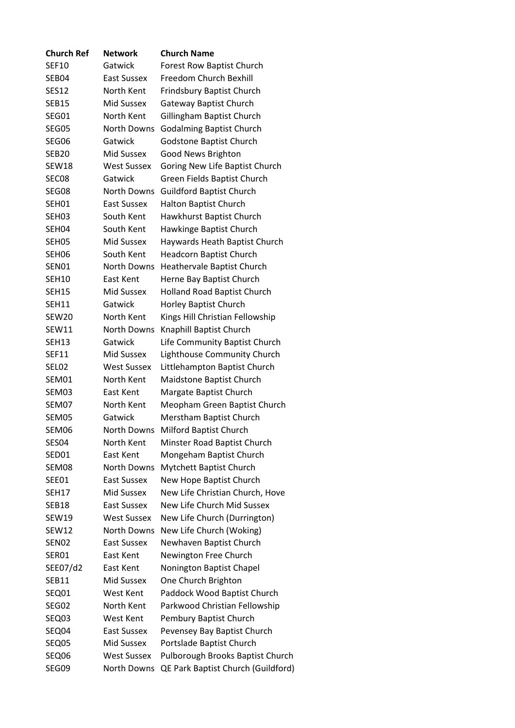| Church Ref | Network | Church Name |
|---|---|---|
| SEF10 | Gatwick | Forest Row Baptist Church |
| SEB04 | East Sussex | Freedom Church Bexhill |
| SES12 | North Kent | Frindsbury Baptist Church |
| SEB15 | Mid Sussex | Gateway Baptist Church |
| SEG01 | North Kent | Gillingham Baptist Church |
| SEG05 | North Downs | Godalming Baptist Church |
| SEG06 | Gatwick | Godstone Baptist Church |
| SEB20 | Mid Sussex | Good News Brighton |
| SEW18 | West Sussex | Goring New Life Baptist Church |
| SEC08 | Gatwick | Green Fields Baptist Church |
| SEG08 | North Downs | Guildford Baptist Church |
| SEH01 | East Sussex | Halton Baptist Church |
| SEH03 | South Kent | Hawkhurst Baptist Church |
| SEH04 | South Kent | Hawkinge Baptist Church |
| SEH05 | Mid Sussex | Haywards Heath Baptist Church |
| SEH06 | South Kent | Headcorn Baptist Church |
| SEN01 | North Downs | Heathervale Baptist Church |
| SEH10 | East Kent | Herne Bay Baptist Church |
| SEH15 | Mid Sussex | Holland Road Baptist Church |
| SEH11 | Gatwick | Horley Baptist Church |
| SEW20 | North Kent | Kings Hill Christian Fellowship |
| SEW11 | North Downs | Knaphill Baptist Church |
| SEH13 | Gatwick | Life Community Baptist Church |
| SEF11 | Mid Sussex | Lighthouse Community Church |
| SEL02 | West Sussex | Littlehampton Baptist Church |
| SEM01 | North Kent | Maidstone Baptist Church |
| SEM03 | East Kent | Margate Baptist Church |
| SEM07 | North Kent | Meopham Green Baptist Church |
| SEM05 | Gatwick | Merstham Baptist Church |
| SEM06 | North Downs | Milford Baptist Church |
| SES04 | North Kent | Minster Road Baptist Church |
| SED01 | East Kent | Mongeham Baptist Church |
| SEM08 | North Downs | Mytchett Baptist Church |
| SEE01 | East Sussex | New Hope Baptist Church |
| SEH17 | Mid Sussex | New Life Christian Church, Hove |
| SEB18 | East Sussex | New Life Church Mid Sussex |
| SEW19 | West Sussex | New Life Church (Durrington) |
| SEW12 | North Downs | New Life Church (Woking) |
| SEN02 | East Sussex | Newhaven Baptist Church |
| SER01 | East Kent | Newington Free Church |
| SEE07/d2 | East Kent | Nonington Baptist Chapel |
| SEB11 | Mid Sussex | One Church Brighton |
| SEQ01 | West Kent | Paddock Wood Baptist Church |
| SEG02 | North Kent | Parkwood Christian Fellowship |
| SEQ03 | West Kent | Pembury Baptist Church |
| SEQ04 | East Sussex | Pevensey Bay Baptist Church |
| SEQ05 | Mid Sussex | Portslade Baptist Church |
| SEQ06 | West Sussex | Pulborough Brooks Baptist Church |
| SEG09 | North Downs | QE Park Baptist Church (Guildford) |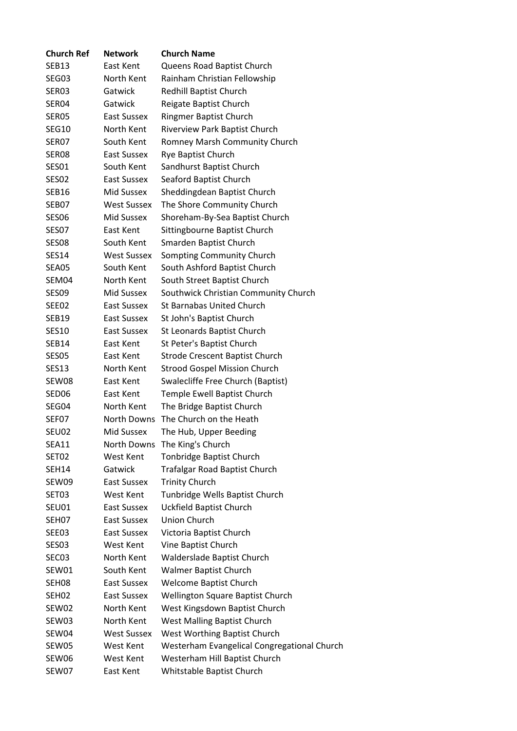| Church Ref | Network | Church Name |
| --- | --- | --- |
| SEB13 | East Kent | Queens Road Baptist Church |
| SEG03 | North Kent | Rainham Christian Fellowship |
| SER03 | Gatwick | Redhill Baptist Church |
| SER04 | Gatwick | Reigate Baptist Church |
| SER05 | East Sussex | Ringmer Baptist Church |
| SEG10 | North Kent | Riverview Park Baptist Church |
| SER07 | South Kent | Romney Marsh Community Church |
| SER08 | East Sussex | Rye Baptist Church |
| SES01 | South Kent | Sandhurst Baptist Church |
| SES02 | East Sussex | Seaford Baptist Church |
| SEB16 | Mid Sussex | Sheddingdean Baptist Church |
| SEB07 | West Sussex | The Shore Community Church |
| SES06 | Mid Sussex | Shoreham-By-Sea Baptist Church |
| SES07 | East Kent | Sittingbourne Baptist Church |
| SES08 | South Kent | Smarden Baptist Church |
| SES14 | West Sussex | Sompting Community Church |
| SEA05 | South Kent | South Ashford Baptist Church |
| SEM04 | North Kent | South Street Baptist Church |
| SES09 | Mid Sussex | Southwick Christian Community Church |
| SEE02 | East Sussex | St Barnabas United Church |
| SEB19 | East Sussex | St John's Baptist Church |
| SES10 | East Sussex | St Leonards Baptist Church |
| SEB14 | East Kent | St Peter's Baptist Church |
| SES05 | East Kent | Strode Crescent Baptist Church |
| SES13 | North Kent | Strood Gospel Mission Church |
| SEW08 | East Kent | Swalecliffe Free Church (Baptist) |
| SED06 | East Kent | Temple Ewell Baptist Church |
| SEG04 | North Kent | The Bridge Baptist Church |
| SEF07 | North Downs | The Church on the Heath |
| SEU02 | Mid Sussex | The Hub, Upper Beeding |
| SEA11 | North Downs | The King's Church |
| SET02 | West Kent | Tonbridge Baptist Church |
| SEH14 | Gatwick | Trafalgar Road Baptist Church |
| SEW09 | East Sussex | Trinity Church |
| SET03 | West Kent | Tunbridge Wells Baptist Church |
| SEU01 | East Sussex | Uckfield Baptist Church |
| SEH07 | East Sussex | Union Church |
| SEE03 | East Sussex | Victoria Baptist Church |
| SES03 | West Kent | Vine Baptist Church |
| SEC03 | North Kent | Walderslade Baptist Church |
| SEW01 | South Kent | Walmer Baptist Church |
| SEH08 | East Sussex | Welcome Baptist Church |
| SEH02 | East Sussex | Wellington Square Baptist Church |
| SEW02 | North Kent | West Kingsdown Baptist Church |
| SEW03 | North Kent | West Malling Baptist Church |
| SEW04 | West Sussex | West Worthing Baptist Church |
| SEW05 | West Kent | Westerham Evangelical Congregational Church |
| SEW06 | West Kent | Westerham Hill Baptist Church |
| SEW07 | East Kent | Whitstable Baptist Church |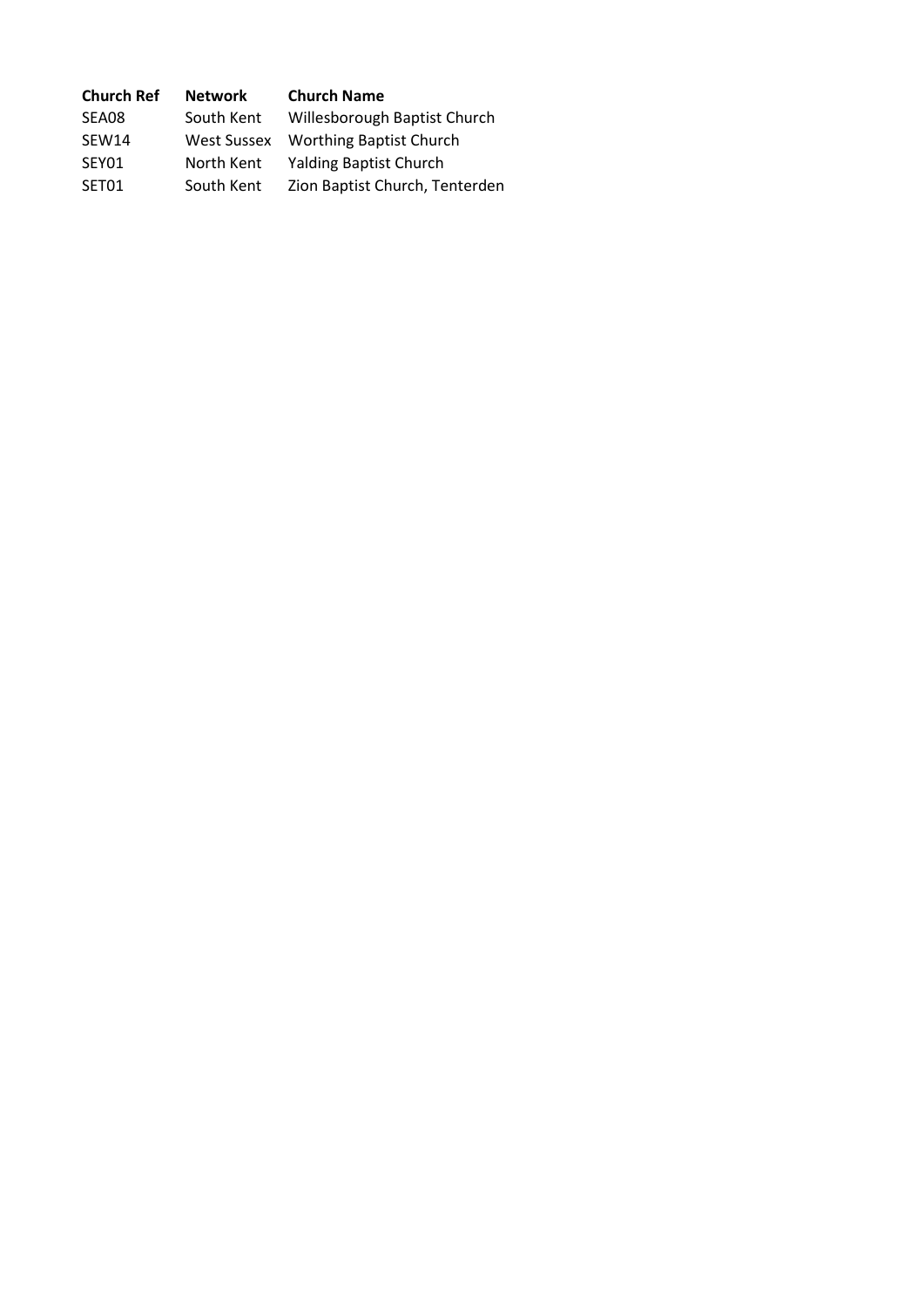| Church Ref | Network | Church Name |
| --- | --- | --- |
| SEA08 | South Kent | Willesborough Baptist Church |
| SEW14 | West Sussex | Worthing Baptist Church |
| SEY01 | North Kent | Yalding Baptist Church |
| SET01 | South Kent | Zion Baptist Church, Tenterden |